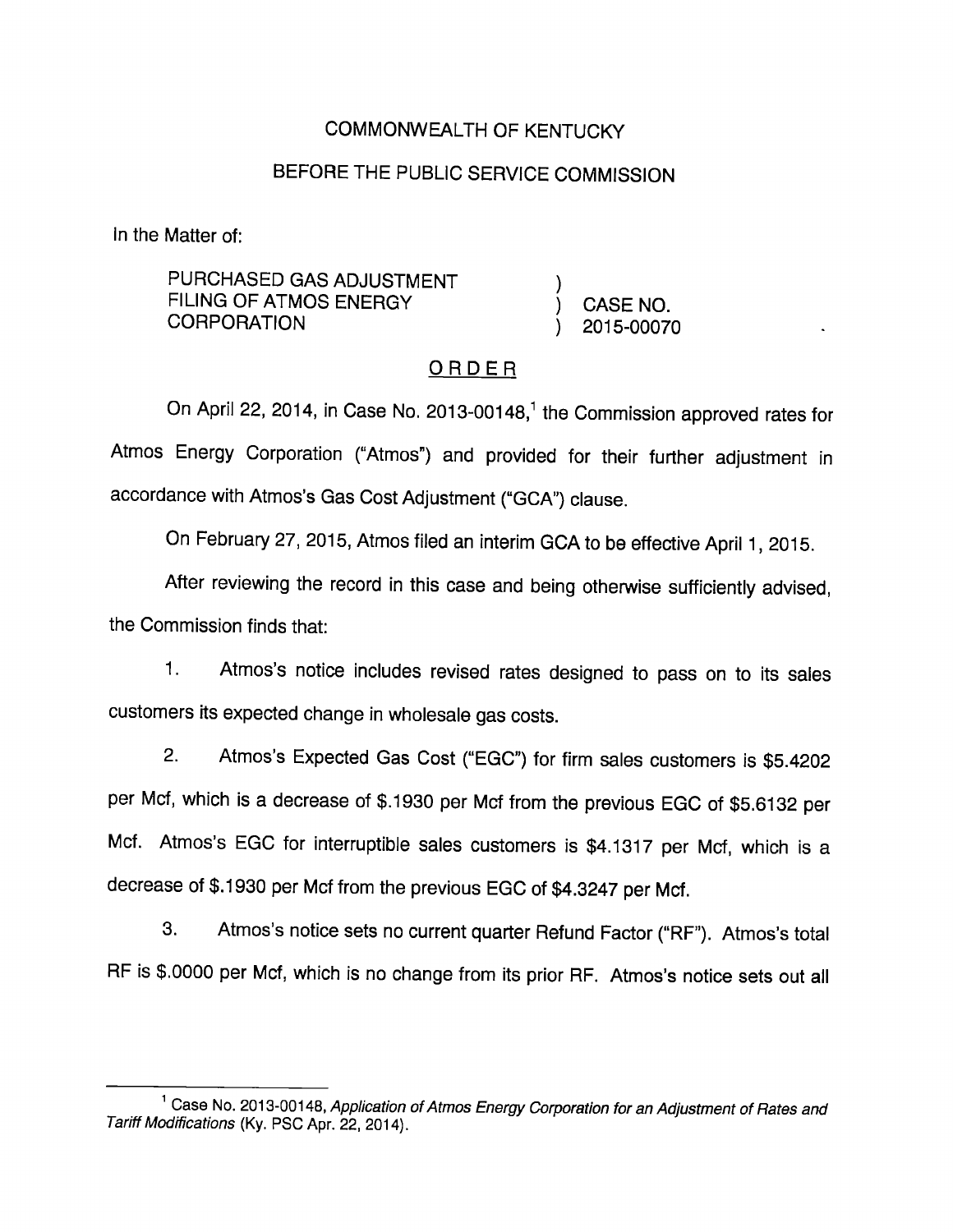COMMONWEALTH OF KENTUCKY

BEFORE THE PUBLIC SERVICE COMMISSION

In the Matter of:

PURCHASED GAS ADJUSTMENT FILING OF ATMOS ENERGY CORPORATION ) CASE NO. 2015-00070

## ORDER

On April 22, 2014, in Case No. 2013-00148,[1] the Commission approved rates for Atmos Energy Corporation ("Atmos") and provided for their further adjustment in accordance with Atmos's Gas Cost Adjustment ("GCA") clause.

On February 27, 2015, Atmos filed an interim GCA to be effective April 1, 2015.

After reviewing the record in this case and being otherwise sufficiently advised, the Commission finds that:

1. Atmos's notice includes revised rates designed to pass on to its sales customers its expected change in wholesale gas costs.

2. Atmos's Expected Gas Cost ("EGC") for firm sales customers is $5.4202 per Mcf, which is a decrease of $.1930 per Mcf from the previous EGC of $5.6132 per Mcf. Atmos's EGC for interruptible sales customers is $4.1317 per Mcf, which is a decrease of $.1930 per Mcf from the previous EGC of $4.3247 per Mcf.

3. Atmos's notice sets no current quarter Refund Factor ("RF"). Atmos's total RF is $.0000 per Mcf, which is no change from its prior RF. Atmos's notice sets out all

[1] Case No. 2013-00148, *Application of Atmos Energy Corporation for an Adjustment of Rates and Tariff Modifications* (Ky. PSC Apr. 22, 2014).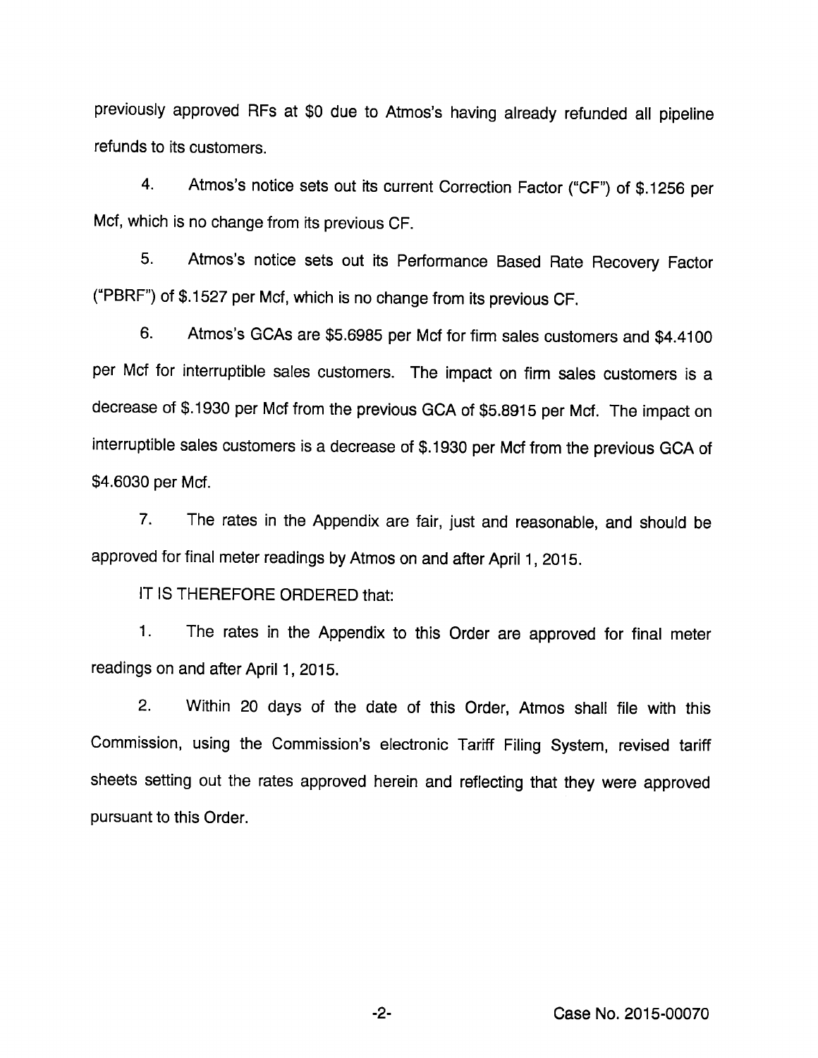previously approved RFs at $0 due to Atmos's having already refunded all pipeline refunds to its customers.

4. Atmos's notice sets out its current Correction Factor ("CF") of $.1256 per Mcf, which is no change from its previous CF.

5. Atmos's notice sets out its Performance Based Rate Recovery Factor ("PBRF") of $.1527 per Mcf, which is no change from its previous CF.

6. Atmos's GCAs are $5.6985 per Mcf for firm sales customers and $4.4100 per Mcf for interruptible sales customers. The impact on firm sales customers is a decrease of $.1930 per Mcf from the previous GCA of $5.8915 per Mcf. The impact on interruptible sales customers is a decrease of $.1930 per Mcf from the previous GCA of $4.6030 per Mcf.

7. The rates in the Appendix are fair, just and reasonable, and should be approved for final meter readings by Atmos on and after April 1, 2015.

IT IS THEREFORE ORDERED that:

1. The rates in the Appendix to this Order are approved for final meter readings on and after April 1, 2015.

2. Within 20 days of the date of this Order, Atmos shall file with this Commission, using the Commission's electronic Tariff Filing System, revised tariff sheets setting out the rates approved herein and reflecting that they were approved pursuant to this Order.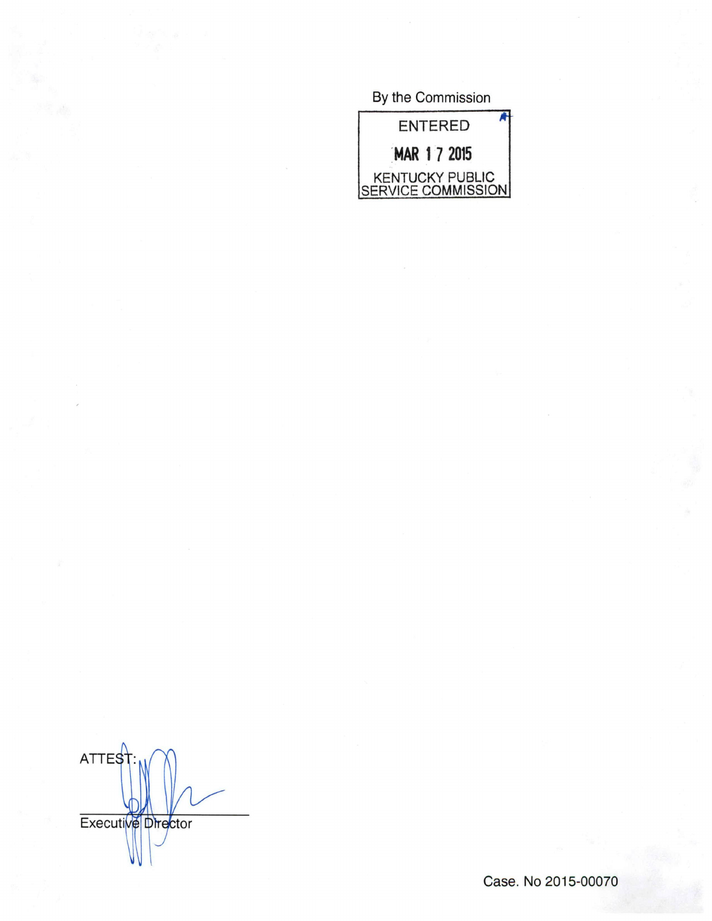By the Commission

ENTERED

MAR 17 2015

KENTUCKY PUBLIC SERVICE COMMISSION

ATTEST:

Executive Director

Case. No 2015-00070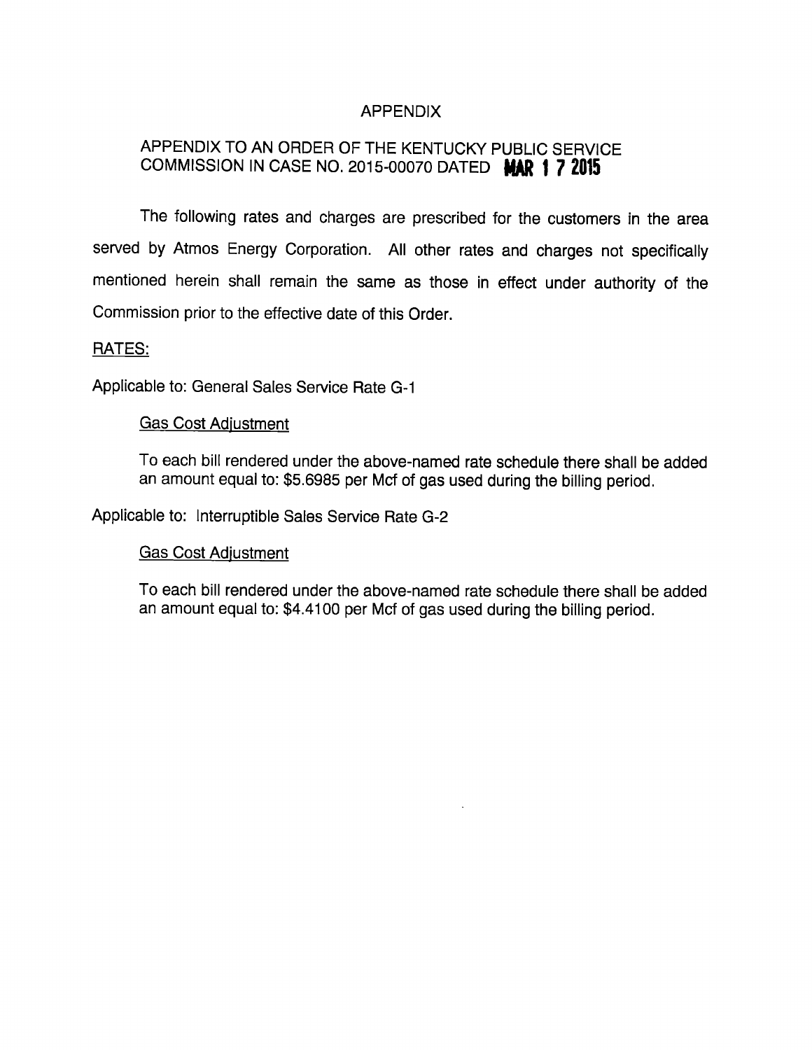# APPENDIX

## APPENDIX TO AN ORDER OF THE KENTUCKY PUBLIC SERVICE COMMISSION IN CASE NO. 2015-00070 DATED MAR 1 7 2015

The following rates and charges are prescribed for the customers in the area served by Atmos Energy Corporation. All other rates and charges not specifically mentioned herein shall remain the same as those in effect under authority of the Commission prior to the effective date of this Order.

RATES:

Applicable to: General Sales Service Rate G-1

Gas Cost Adjustment

To each bill rendered under the above-named rate schedule there shall be added an amount equal to: $5.6985 per Mcf of gas used during the billing period.

Applicable to: Interruptible Sales Service Rate G-2

Gas Cost Adjustment

To each bill rendered under the above-named rate schedule there shall be added an amount equal to: $4.4100 per Mcf of gas used during the billing period.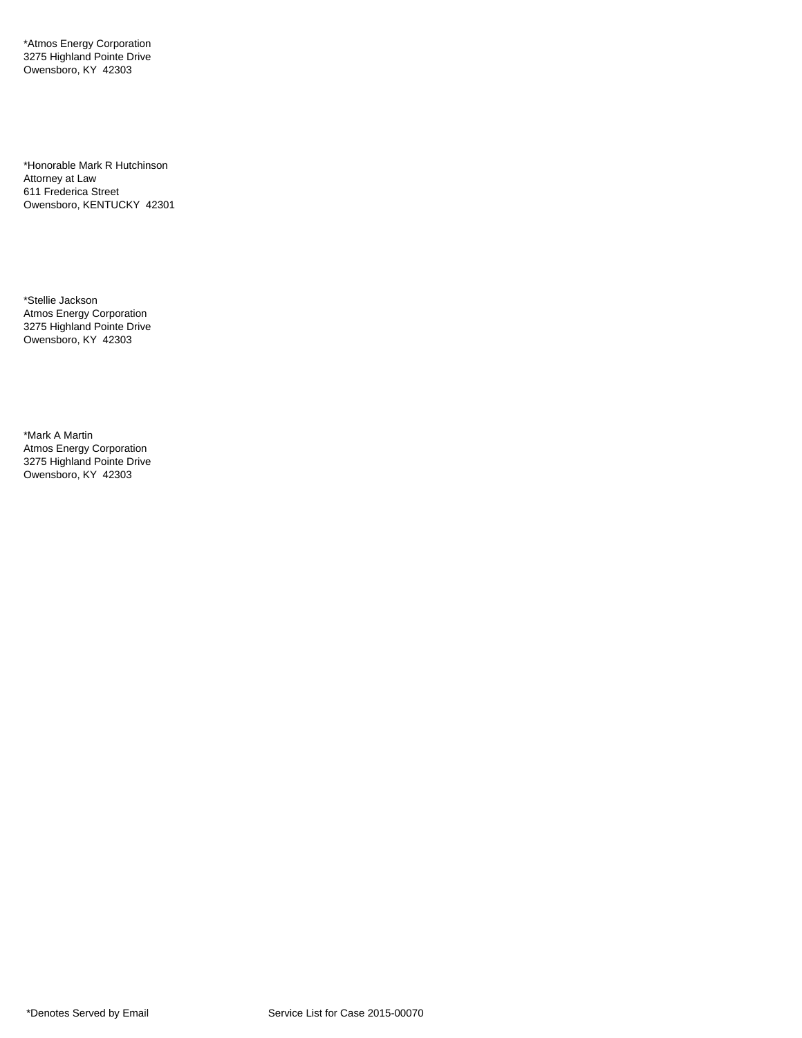*Atmos Energy Corporation
3275 Highland Pointe Drive
Owensboro, KY  42303

*Honorable Mark R Hutchinson
Attorney at Law
611 Frederica Street
Owensboro, KENTUCKY  42301

*Stellie Jackson
Atmos Energy Corporation
3275 Highland Pointe Drive
Owensboro, KY  42303

*Mark A Martin
Atmos Energy Corporation
3275 Highland Pointe Drive
Owensboro, KY  42303

*Denotes Served by Email

Service List for Case 2015-00070